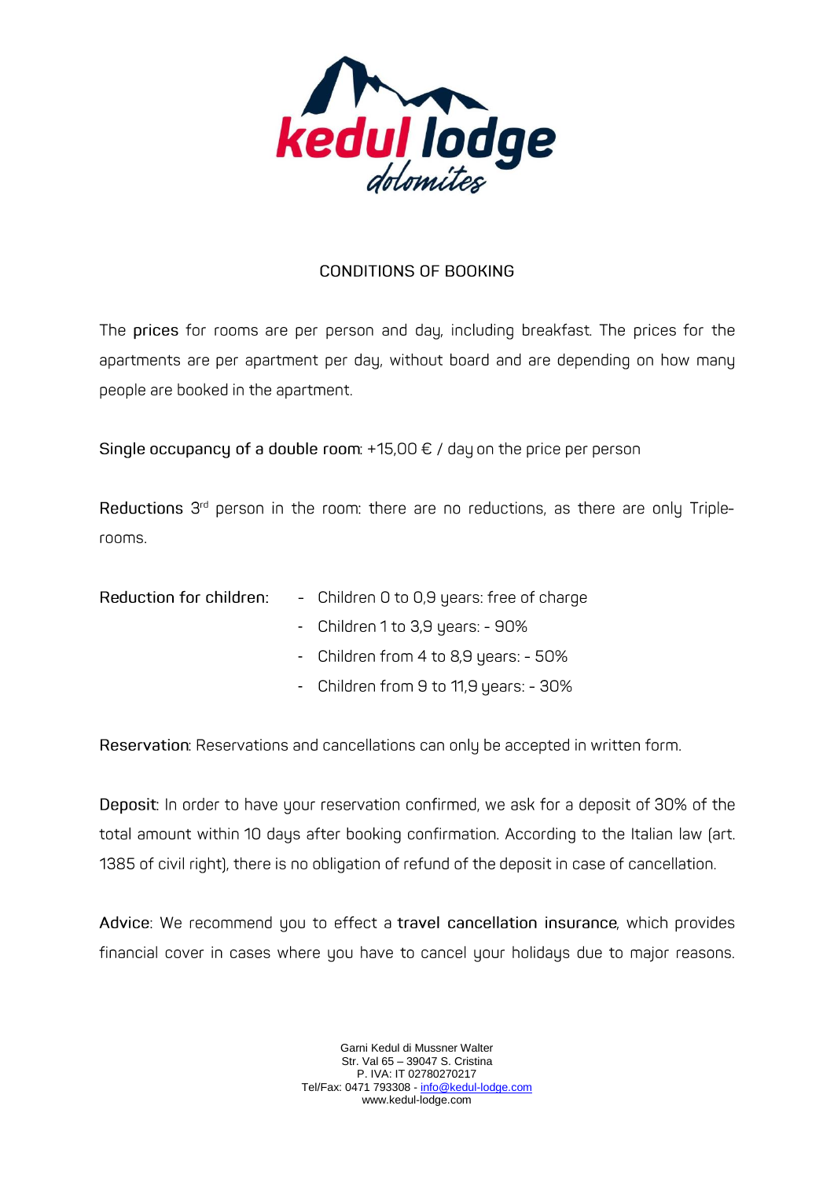kedul lodge
dolomites

# CONDITIONS OF BOOKING

The **prices** for rooms are per person and day, including breakfast. The prices for the apartments are per apartment per day, without board and are depending on how many people are booked in the apartment.

**Single occupancy of a double room**: +15,00 € / day on the price per person

**Reductions** 3rd person in the room: there are no reductions, as there are only Triple-rooms.

**Reduction for children:**

- Children 0 to 0,9 years: free of charge
- Children 1 to 3,9 years: - 90%
- Children from 4 to 8,9 years: - 50%
- Children from 9 to 11,9 years: - 30%

**Reservation**: Reservations and cancellations can only be accepted in written form.

**Deposit**: In order to have your reservation confirmed, we ask for a deposit of 30% of the total amount within 10 days after booking confirmation. According to the Italian law (art. 1385 of civil right), there is no obligation of refund of the deposit in case of cancellation.

**Advice**: We recommend you to effect a **travel cancellation insurance**, which provides financial cover in cases where you have to cancel your holidays due to major reasons.

Garni Kedul di Mussner Walter
Str. Val 65 – 39047 S. Cristina
P. IVA: IT 02780270217
Tel/Fax: 0471 793308 - info@kedul-lodge.com
www.kedul-lodge.com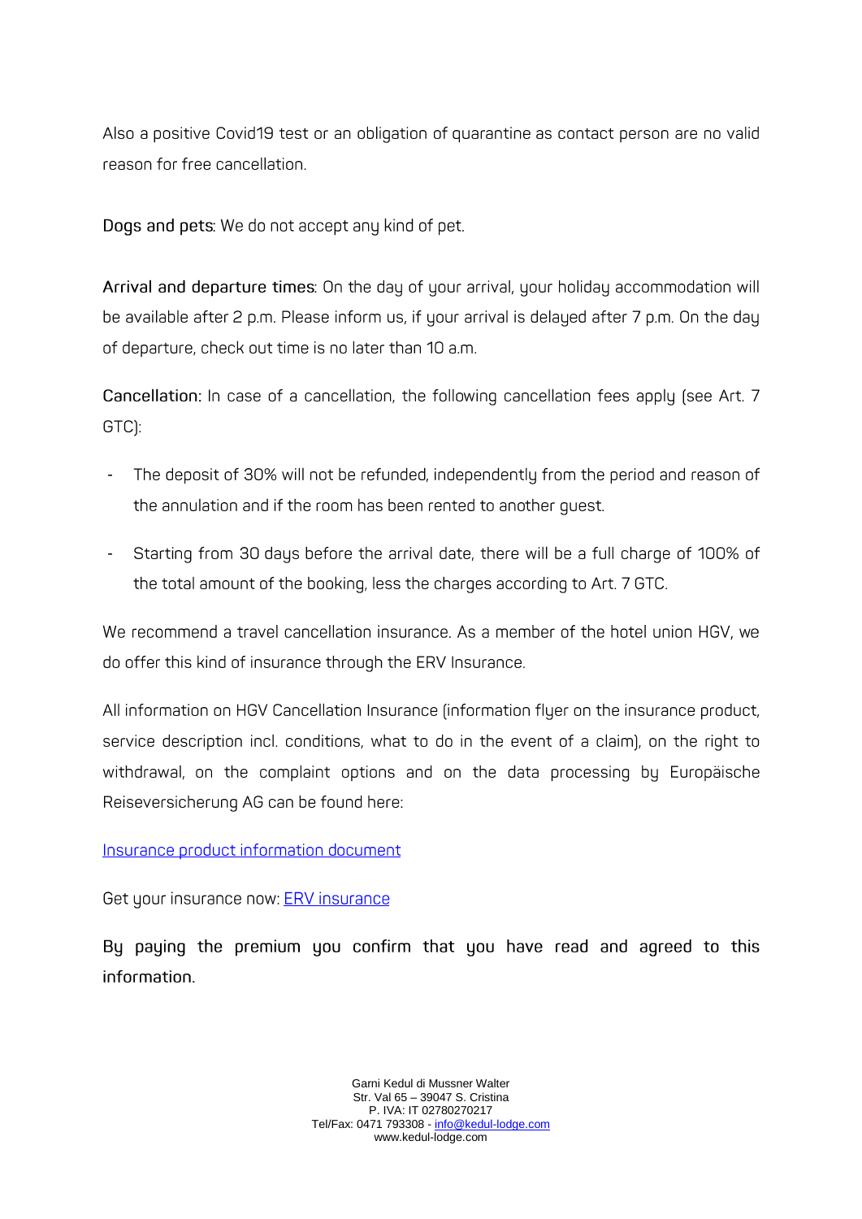Also a positive Covid19 test or an obligation of quarantine as contact person are no valid reason for free cancellation.

**Dogs and pets**: We do not accept any kind of pet.

**Arrival and departure times**: On the day of your arrival, your holiday accommodation will be available after 2 p.m. Please inform us, if your arrival is delayed after 7 p.m. On the day of departure, check out time is no later than 10 a.m.

**Cancellation:** In case of a cancellation, the following cancellation fees apply (see Art. 7 GTC):

- The deposit of 30% will not be refunded, independently from the period and reason of the annulation and if the room has been rented to another guest.
- Starting from 30 days before the arrival date, there will be a full charge of 100% of the total amount of the booking, less the charges according to Art. 7 GTC.

We recommend a travel cancellation insurance. As a member of the hotel union HGV, we do offer this kind of insurance through the ERV Insurance.

All information on HGV Cancellation Insurance (information flyer on the insurance product, service description incl. conditions, what to do in the event of a claim), on the right to withdrawal, on the complaint options and on the data processing by Europäische Reiseversicherung AG can be found here:

Insurance product information document

Get your insurance now: ERV insurance

**By paying the premium you confirm that you have read and agreed to this information.**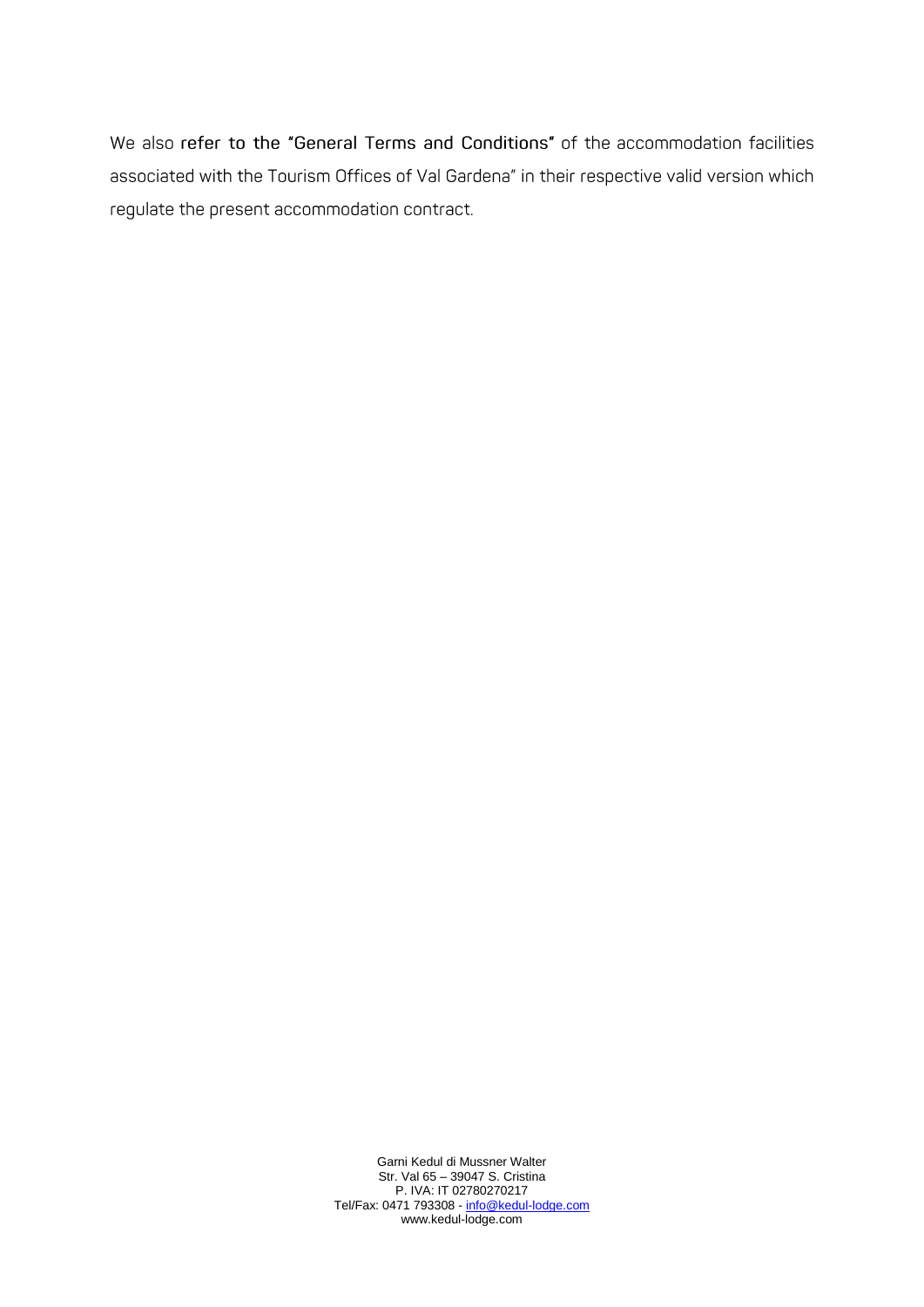We also **refer to the “General Terms and Conditions”** of the accommodation facilities associated with the Tourism Offices of Val Gardena” in their respective valid version which regulate the present accommodation contract.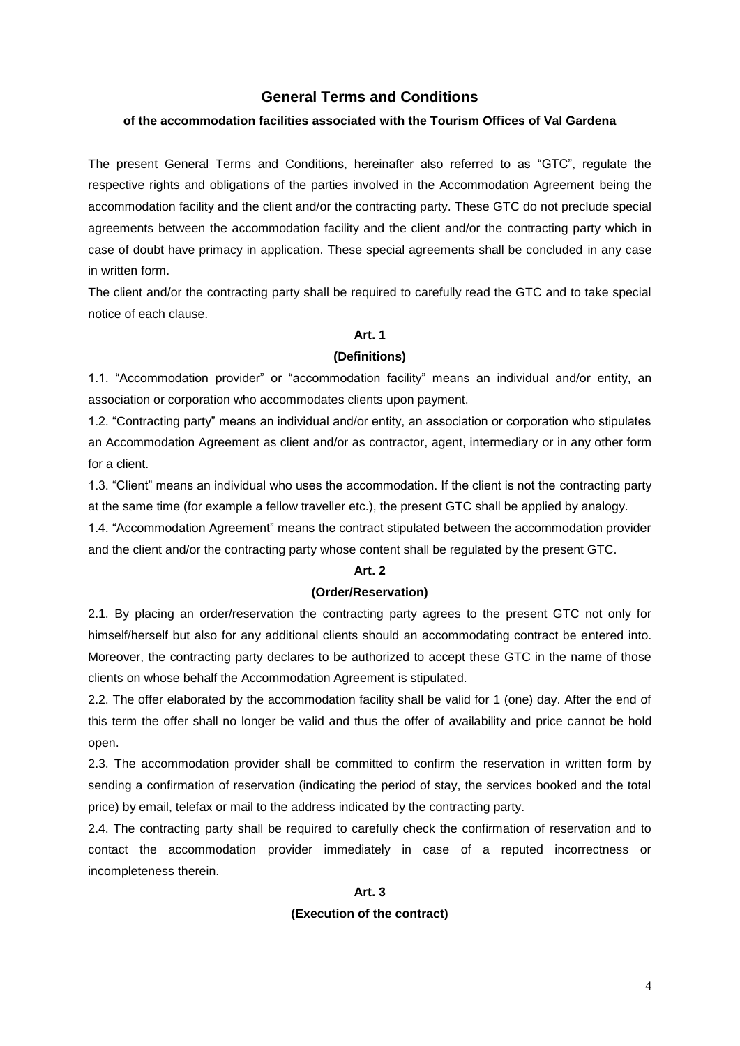## General Terms and Conditions

**of the accommodation facilities associated with the Tourism Offices of Val Gardena**

The present General Terms and Conditions, hereinafter also referred to as "GTC", regulate the respective rights and obligations of the parties involved in the Accommodation Agreement being the accommodation facility and the client and/or the contracting party. These GTC do not preclude special agreements between the accommodation facility and the client and/or the contracting party which in case of doubt have primacy in application. These special agreements shall be concluded in any case in written form.

The client and/or the contracting party shall be required to carefully read the GTC and to take special notice of each clause.

### Art. 1
### (Definitions)

1.1. "Accommodation provider" or "accommodation facility" means an individual and/or entity, an association or corporation who accommodates clients upon payment.

1.2. "Contracting party" means an individual and/or entity, an association or corporation who stipulates an Accommodation Agreement as client and/or as contractor, agent, intermediary or in any other form for a client.

1.3. "Client" means an individual who uses the accommodation. If the client is not the contracting party at the same time (for example a fellow traveller etc.), the present GTC shall be applied by analogy.

1.4. "Accommodation Agreement" means the contract stipulated between the accommodation provider and the client and/or the contracting party whose content shall be regulated by the present GTC.

### Art. 2
### (Order/Reservation)

2.1. By placing an order/reservation the contracting party agrees to the present GTC not only for himself/herself but also for any additional clients should an accommodating contract be entered into. Moreover, the contracting party declares to be authorized to accept these GTC in the name of those clients on whose behalf the Accommodation Agreement is stipulated.

2.2. The offer elaborated by the accommodation facility shall be valid for 1 (one) day. After the end of this term the offer shall no longer be valid and thus the offer of availability and price cannot be hold open.

2.3. The accommodation provider shall be committed to confirm the reservation in written form by sending a confirmation of reservation (indicating the period of stay, the services booked and the total price) by email, telefax or mail to the address indicated by the contracting party.

2.4. The contracting party shall be required to carefully check the confirmation of reservation and to contact the accommodation provider immediately in case of a reputed incorrectness or incompleteness therein.

### Art. 3
### (Execution of the contract)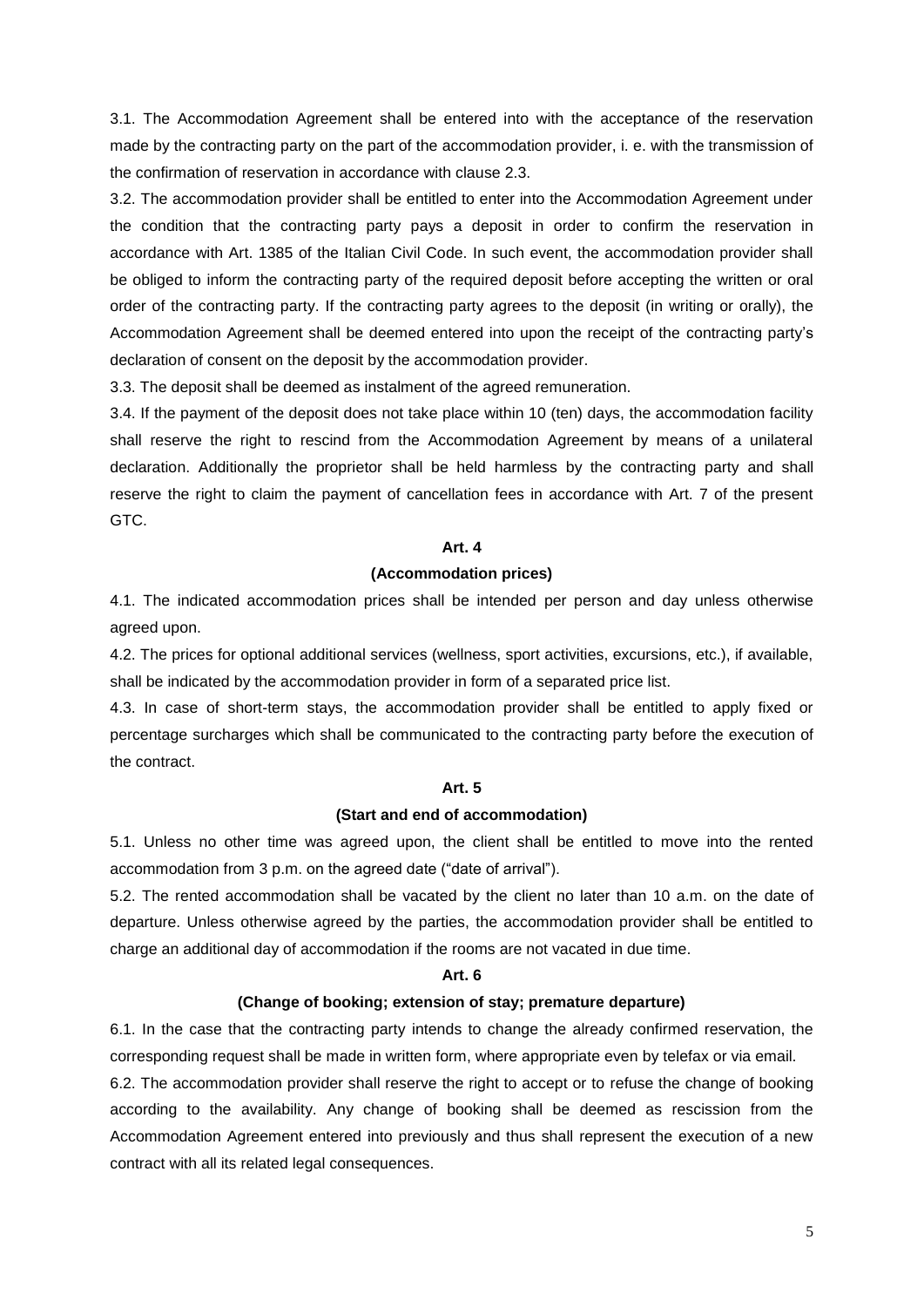3.1. The Accommodation Agreement shall be entered into with the acceptance of the reservation made by the contracting party on the part of the accommodation provider, i. e. with the transmission of the confirmation of reservation in accordance with clause 2.3.

3.2. The accommodation provider shall be entitled to enter into the Accommodation Agreement under the condition that the contracting party pays a deposit in order to confirm the reservation in accordance with Art. 1385 of the Italian Civil Code. In such event, the accommodation provider shall be obliged to inform the contracting party of the required deposit before accepting the written or oral order of the contracting party. If the contracting party agrees to the deposit (in writing or orally), the Accommodation Agreement shall be deemed entered into upon the receipt of the contracting party's declaration of consent on the deposit by the accommodation provider.

3.3. The deposit shall be deemed as instalment of the agreed remuneration.

3.4. If the payment of the deposit does not take place within 10 (ten) days, the accommodation facility shall reserve the right to rescind from the Accommodation Agreement by means of a unilateral declaration. Additionally the proprietor shall be held harmless by the contracting party and shall reserve the right to claim the payment of cancellation fees in accordance with Art. 7 of the present GTC.

**Art. 4**

**(Accommodation prices)**

4.1. The indicated accommodation prices shall be intended per person and day unless otherwise agreed upon.

4.2. The prices for optional additional services (wellness, sport activities, excursions, etc.), if available, shall be indicated by the accommodation provider in form of a separated price list.

4.3. In case of short-term stays, the accommodation provider shall be entitled to apply fixed or percentage surcharges which shall be communicated to the contracting party before the execution of the contract.

**Art. 5**

**(Start and end of accommodation)**

5.1. Unless no other time was agreed upon, the client shall be entitled to move into the rented accommodation from 3 p.m. on the agreed date ("date of arrival").

5.2. The rented accommodation shall be vacated by the client no later than 10 a.m. on the date of departure. Unless otherwise agreed by the parties, the accommodation provider shall be entitled to charge an additional day of accommodation if the rooms are not vacated in due time.

**Art. 6**

**(Change of booking; extension of stay; premature departure)**

6.1. In the case that the contracting party intends to change the already confirmed reservation, the corresponding request shall be made in written form, where appropriate even by telefax or via email.

6.2. The accommodation provider shall reserve the right to accept or to refuse the change of booking according to the availability. Any change of booking shall be deemed as rescission from the Accommodation Agreement entered into previously and thus shall represent the execution of a new contract with all its related legal consequences.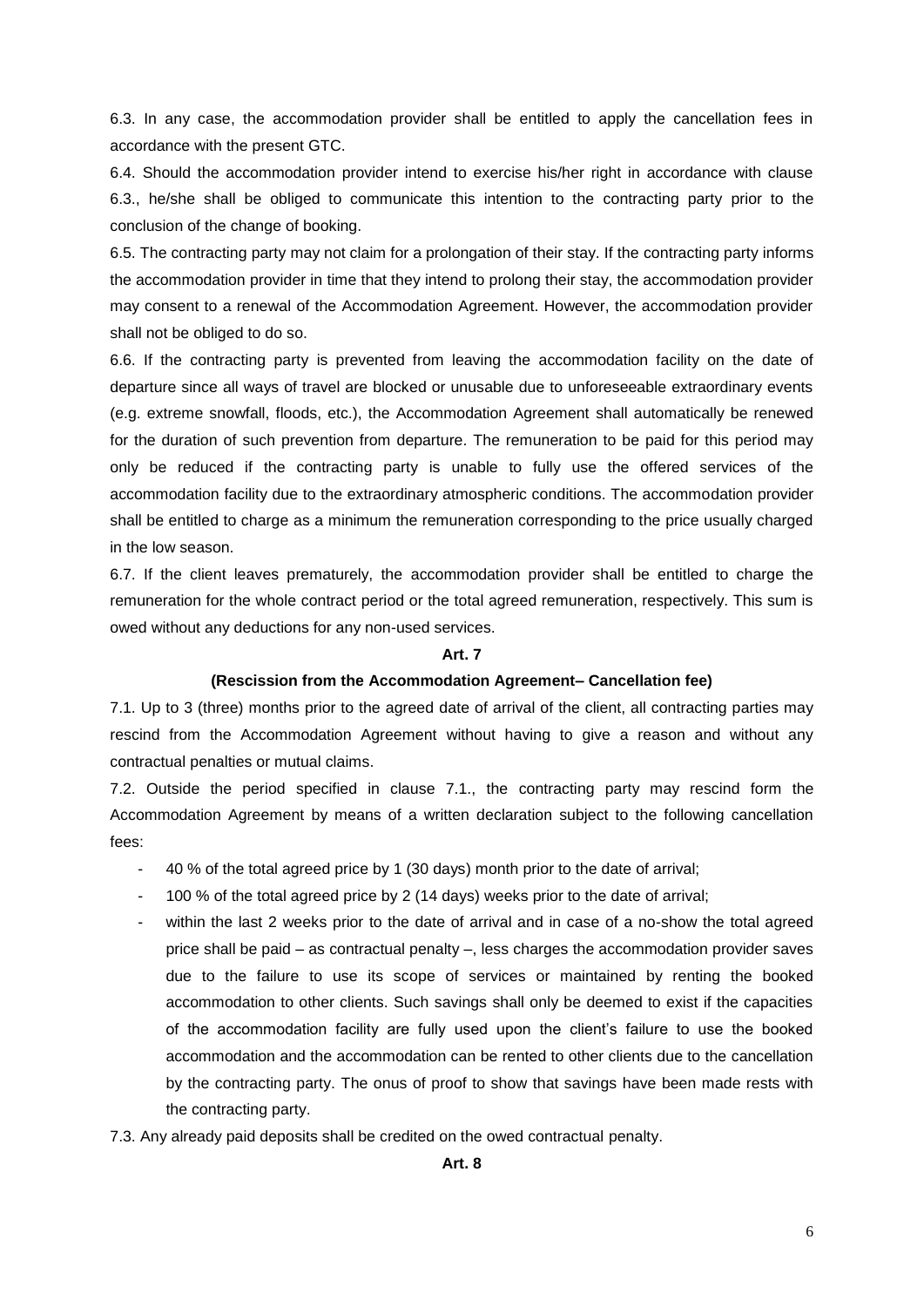6.3. In any case, the accommodation provider shall be entitled to apply the cancellation fees in accordance with the present GTC.

6.4. Should the accommodation provider intend to exercise his/her right in accordance with clause 6.3., he/she shall be obliged to communicate this intention to the contracting party prior to the conclusion of the change of booking.

6.5. The contracting party may not claim for a prolongation of their stay. If the contracting party informs the accommodation provider in time that they intend to prolong their stay, the accommodation provider may consent to a renewal of the Accommodation Agreement. However, the accommodation provider shall not be obliged to do so.

6.6. If the contracting party is prevented from leaving the accommodation facility on the date of departure since all ways of travel are blocked or unusable due to unforeseeable extraordinary events (e.g. extreme snowfall, floods, etc.), the Accommodation Agreement shall automatically be renewed for the duration of such prevention from departure. The remuneration to be paid for this period may only be reduced if the contracting party is unable to fully use the offered services of the accommodation facility due to the extraordinary atmospheric conditions. The accommodation provider shall be entitled to charge as a minimum the remuneration corresponding to the price usually charged in the low season.

6.7. If the client leaves prematurely, the accommodation provider shall be entitled to charge the remuneration for the whole contract period or the total agreed remuneration, respectively. This sum is owed without any deductions for any non-used services.

**Art. 7**

**(Rescission from the Accommodation Agreement– Cancellation fee)**

7.1. Up to 3 (three) months prior to the agreed date of arrival of the client, all contracting parties may rescind from the Accommodation Agreement without having to give a reason and without any contractual penalties or mutual claims.

7.2. Outside the period specified in clause 7.1., the contracting party may rescind form the Accommodation Agreement by means of a written declaration subject to the following cancellation fees:

- 40 % of the total agreed price by 1 (30 days) month prior to the date of arrival;
- 100 % of the total agreed price by 2 (14 days) weeks prior to the date of arrival;
- within the last 2 weeks prior to the date of arrival and in case of a no-show the total agreed price shall be paid – as contractual penalty –, less charges the accommodation provider saves due to the failure to use its scope of services or maintained by renting the booked accommodation to other clients. Such savings shall only be deemed to exist if the capacities of the accommodation facility are fully used upon the client's failure to use the booked accommodation and the accommodation can be rented to other clients due to the cancellation by the contracting party. The onus of proof to show that savings have been made rests with the contracting party.

7.3. Any already paid deposits shall be credited on the owed contractual penalty.

**Art. 8**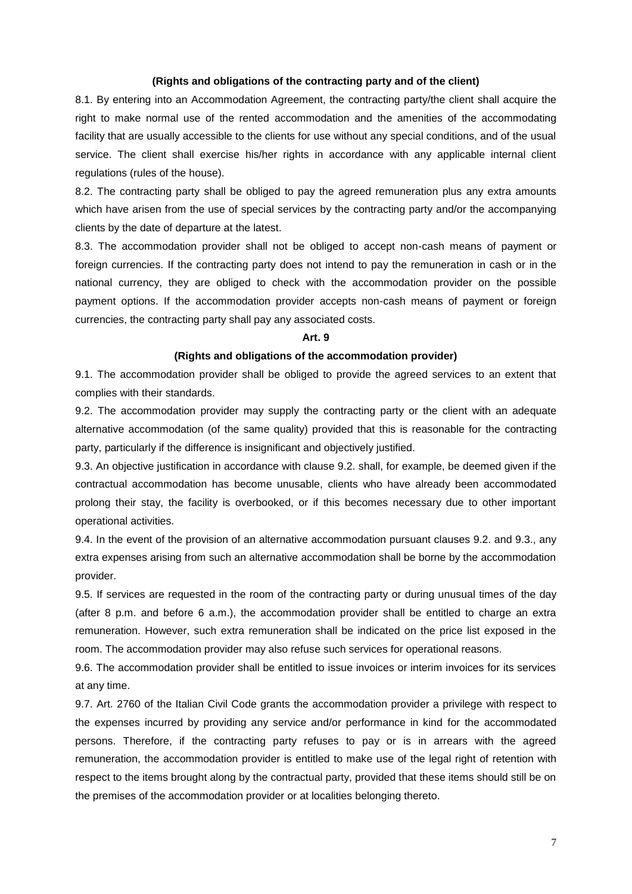**(Rights and obligations of the contracting party and of the client)**

8.1. By entering into an Accommodation Agreement, the contracting party/the client shall acquire the right to make normal use of the rented accommodation and the amenities of the accommodating facility that are usually accessible to the clients for use without any special conditions, and of the usual service. The client shall exercise his/her rights in accordance with any applicable internal client regulations (rules of the house).

8.2. The contracting party shall be obliged to pay the agreed remuneration plus any extra amounts which have arisen from the use of special services by the contracting party and/or the accompanying clients by the date of departure at the latest.

8.3. The accommodation provider shall not be obliged to accept non-cash means of payment or foreign currencies. If the contracting party does not intend to pay the remuneration in cash or in the national currency, they are obliged to check with the accommodation provider on the possible payment options. If the accommodation provider accepts non-cash means of payment or foreign currencies, the contracting party shall pay any associated costs.

**Art. 9**

**(Rights and obligations of the accommodation provider)**

9.1. The accommodation provider shall be obliged to provide the agreed services to an extent that complies with their standards.

9.2. The accommodation provider may supply the contracting party or the client with an adequate alternative accommodation (of the same quality) provided that this is reasonable for the contracting party, particularly if the difference is insignificant and objectively justified.

9.3. An objective justification in accordance with clause 9.2. shall, for example, be deemed given if the contractual accommodation has become unusable, clients who have already been accommodated prolong their stay, the facility is overbooked, or if this becomes necessary due to other important operational activities.

9.4. In the event of the provision of an alternative accommodation pursuant clauses 9.2. and 9.3., any extra expenses arising from such an alternative accommodation shall be borne by the accommodation provider.

9.5. If services are requested in the room of the contracting party or during unusual times of the day (after 8 p.m. and before 6 a.m.), the accommodation provider shall be entitled to charge an extra remuneration. However, such extra remuneration shall be indicated on the price list exposed in the room. The accommodation provider may also refuse such services for operational reasons.

9.6. The accommodation provider shall be entitled to issue invoices or interim invoices for its services at any time.

9.7. Art. 2760 of the Italian Civil Code grants the accommodation provider a privilege with respect to the expenses incurred by providing any service and/or performance in kind for the accommodated persons. Therefore, if the contracting party refuses to pay or is in arrears with the agreed remuneration, the accommodation provider is entitled to make use of the legal right of retention with respect to the items brought along by the contractual party, provided that these items should still be on the premises of the accommodation provider or at localities belonging thereto.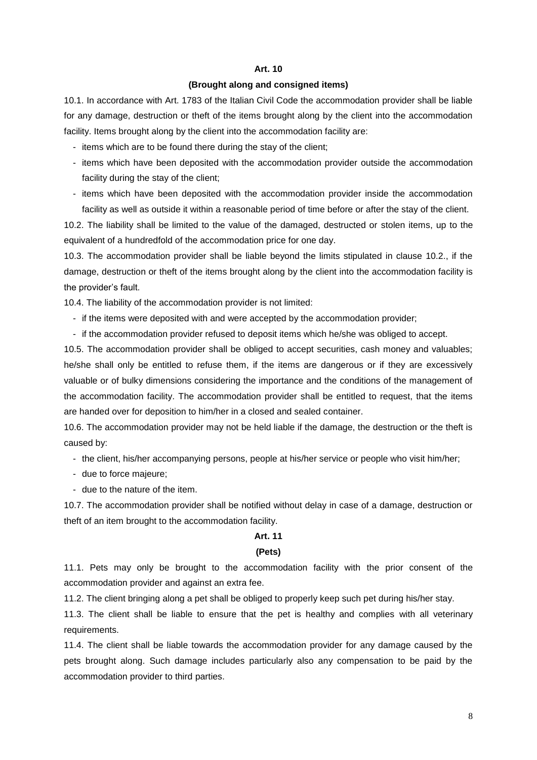**Art. 10**

**(Brought along and consigned items)**

10.1. In accordance with Art. 1783 of the Italian Civil Code the accommodation provider shall be liable for any damage, destruction or theft of the items brought along by the client into the accommodation facility. Items brought along by the client into the accommodation facility are:

- items which are to be found there during the stay of the client;
- items which have been deposited with the accommodation provider outside the accommodation facility during the stay of the client;
- items which have been deposited with the accommodation provider inside the accommodation facility as well as outside it within a reasonable period of time before or after the stay of the client.

10.2. The liability shall be limited to the value of the damaged, destructed or stolen items, up to the equivalent of a hundredfold of the accommodation price for one day.

10.3. The accommodation provider shall be liable beyond the limits stipulated in clause 10.2., if the damage, destruction or theft of the items brought along by the client into the accommodation facility is the provider's fault.

10.4. The liability of the accommodation provider is not limited:

- if the items were deposited with and were accepted by the accommodation provider;
- if the accommodation provider refused to deposit items which he/she was obliged to accept.

10.5. The accommodation provider shall be obliged to accept securities, cash money and valuables; he/she shall only be entitled to refuse them, if the items are dangerous or if they are excessively valuable or of bulky dimensions considering the importance and the conditions of the management of the accommodation facility. The accommodation provider shall be entitled to request, that the items are handed over for deposition to him/her in a closed and sealed container.

10.6. The accommodation provider may not be held liable if the damage, the destruction or the theft is caused by:

- the client, his/her accompanying persons, people at his/her service or people who visit him/her;
- due to force majeure;
- due to the nature of the item.

10.7. The accommodation provider shall be notified without delay in case of a damage, destruction or theft of an item brought to the accommodation facility.

**Art. 11**

**(Pets)**

11.1. Pets may only be brought to the accommodation facility with the prior consent of the accommodation provider and against an extra fee.

11.2. The client bringing along a pet shall be obliged to properly keep such pet during his/her stay.

11.3. The client shall be liable to ensure that the pet is healthy and complies with all veterinary requirements.

11.4. The client shall be liable towards the accommodation provider for any damage caused by the pets brought along. Such damage includes particularly also any compensation to be paid by the accommodation provider to third parties.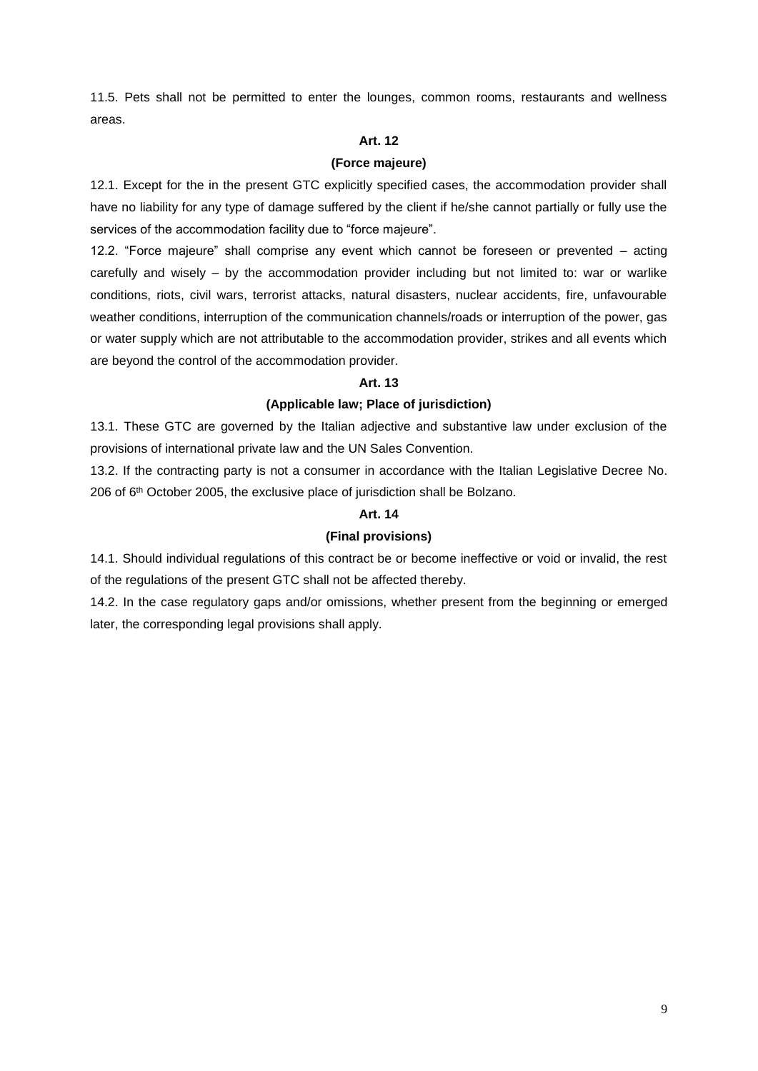11.5. Pets shall not be permitted to enter the lounges, common rooms, restaurants and wellness areas.

**Art. 12**

**(Force majeure)**

12.1. Except for the in the present GTC explicitly specified cases, the accommodation provider shall have no liability for any type of damage suffered by the client if he/she cannot partially or fully use the services of the accommodation facility due to "force majeure".

12.2. "Force majeure" shall comprise any event which cannot be foreseen or prevented – acting carefully and wisely – by the accommodation provider including but not limited to: war or warlike conditions, riots, civil wars, terrorist attacks, natural disasters, nuclear accidents, fire, unfavourable weather conditions, interruption of the communication channels/roads or interruption of the power, gas or water supply which are not attributable to the accommodation provider, strikes and all events which are beyond the control of the accommodation provider.

**Art. 13**

**(Applicable law; Place of jurisdiction)**

13.1. These GTC are governed by the Italian adjective and substantive law under exclusion of the provisions of international private law and the UN Sales Convention.

13.2. If the contracting party is not a consumer in accordance with the Italian Legislative Decree No. 206 of 6th October 2005, the exclusive place of jurisdiction shall be Bolzano.

**Art. 14**

**(Final provisions)**

14.1. Should individual regulations of this contract be or become ineffective or void or invalid, the rest of the regulations of the present GTC shall not be affected thereby.

14.2. In the case regulatory gaps and/or omissions, whether present from the beginning or emerged later, the corresponding legal provisions shall apply.